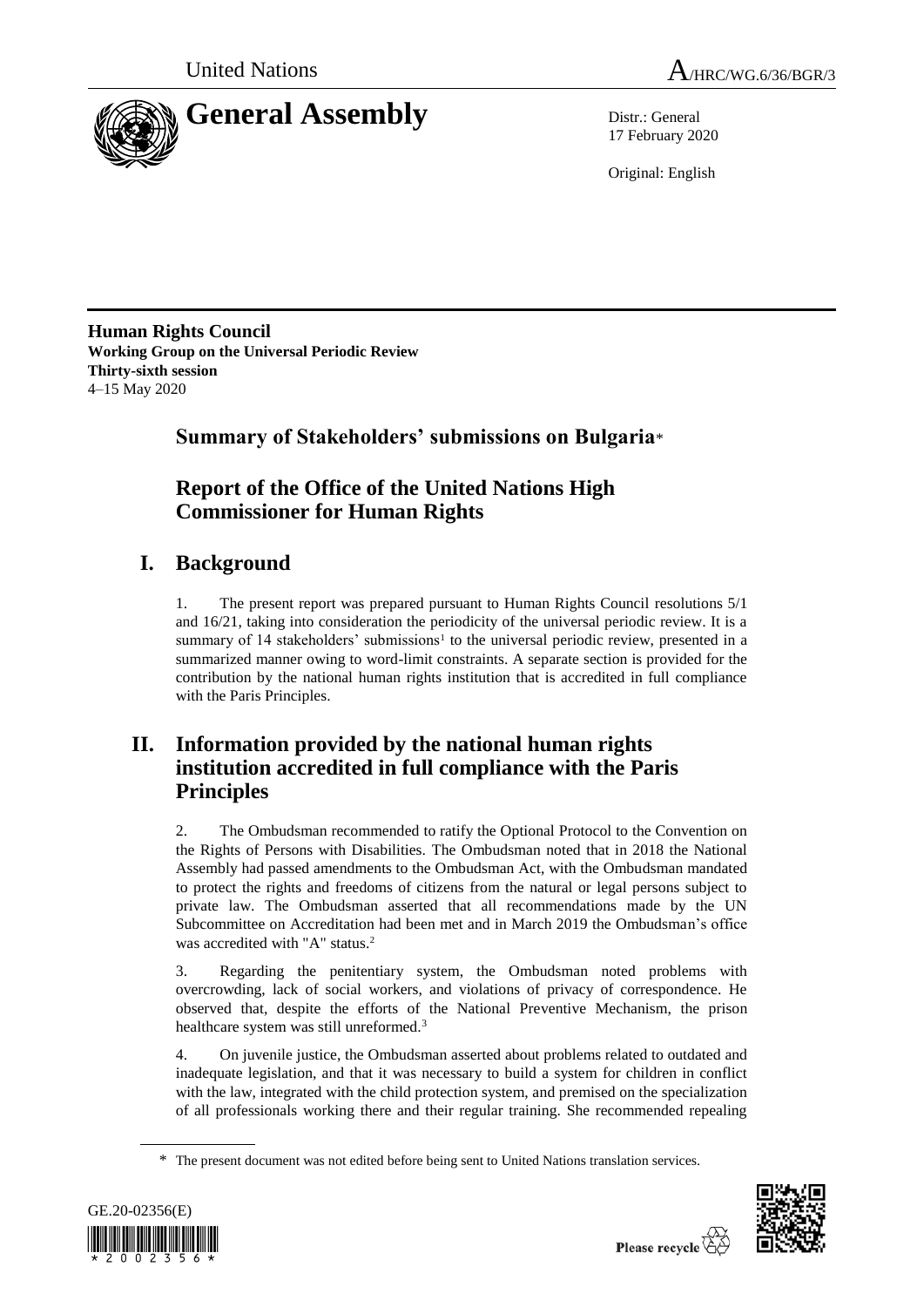United Nations

A/HRC/WG.6/36/BGR/3

# General Assembly

Distr.: General
17 February 2020

Original: English

**Human Rights Council**
**Working Group on the Universal Periodic Review**
**Thirty-sixth session**
4–15 May 2020

## Summary of Stakeholders' submissions on Bulgaria*

## Report of the Office of the United Nations High Commissioner for Human Rights

# I. Background

1. The present report was prepared pursuant to Human Rights Council resolutions 5/1 and 16/21, taking into consideration the periodicity of the universal periodic review. It is a summary of 14 stakeholders' submissions[1] to the universal periodic review, presented in a summarized manner owing to word-limit constraints. A separate section is provided for the contribution by the national human rights institution that is accredited in full compliance with the Paris Principles.

# II. Information provided by the national human rights institution accredited in full compliance with the Paris Principles

2. The Ombudsman recommended to ratify the Optional Protocol to the Convention on the Rights of Persons with Disabilities. The Ombudsman noted that in 2018 the National Assembly had passed amendments to the Ombudsman Act, with the Ombudsman mandated to protect the rights and freedoms of citizens from the natural or legal persons subject to private law. The Ombudsman asserted that all recommendations made by the UN Subcommittee on Accreditation had been met and in March 2019 the Ombudsman's office was accredited with "A" status.[2]

3. Regarding the penitentiary system, the Ombudsman noted problems with overcrowding, lack of social workers, and violations of privacy of correspondence. He observed that, despite the efforts of the National Preventive Mechanism, the prison healthcare system was still unreformed.[3]

4. On juvenile justice, the Ombudsman asserted about problems related to outdated and inadequate legislation, and that it was necessary to build a system for children in conflict with the law, integrated with the child protection system, and premised on the specialization of all professionals working there and their regular training. She recommended repealing

\* The present document was not edited before being sent to United Nations translation services.

GE.20-02356(E)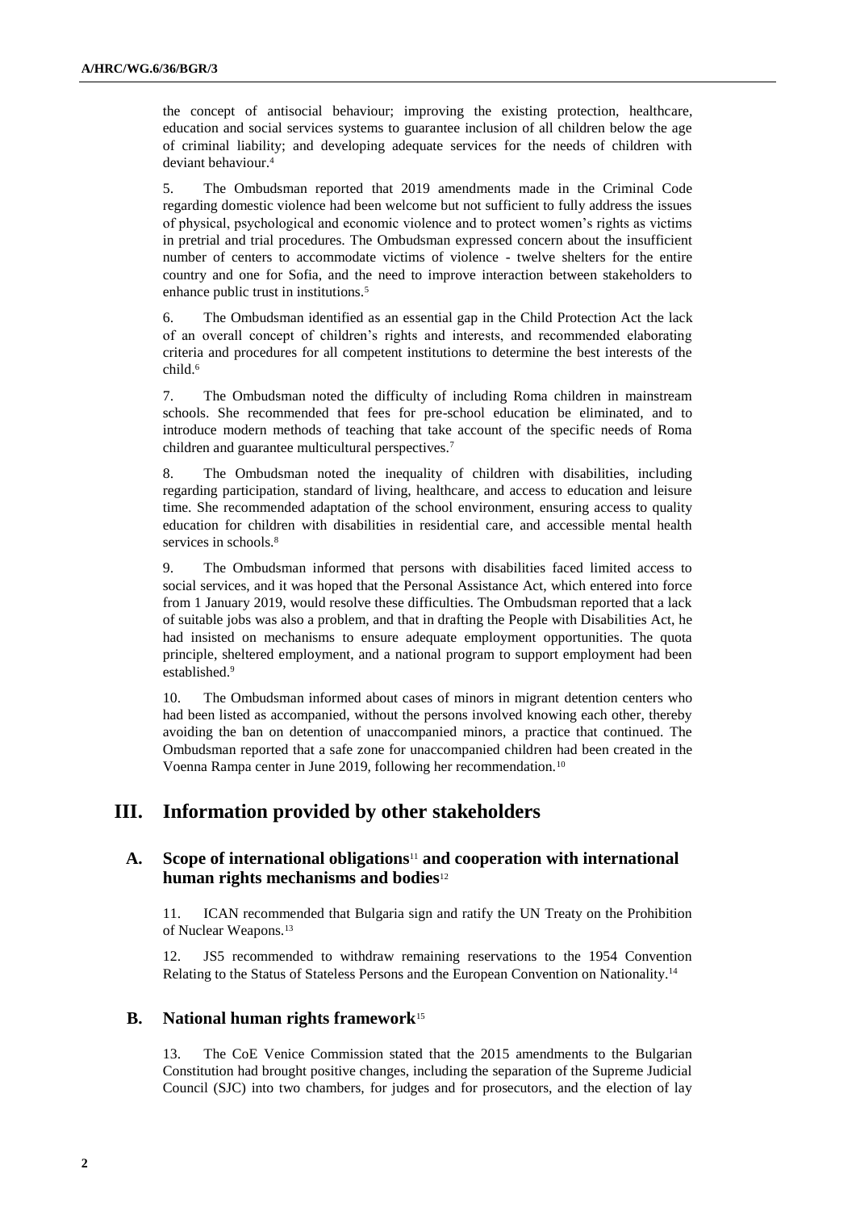the concept of antisocial behaviour; improving the existing protection, healthcare, education and social services systems to guarantee inclusion of all children below the age of criminal liability; and developing adequate services for the needs of children with deviant behaviour.[4]

5. The Ombudsman reported that 2019 amendments made in the Criminal Code regarding domestic violence had been welcome but not sufficient to fully address the issues of physical, psychological and economic violence and to protect women's rights as victims in pretrial and trial procedures. The Ombudsman expressed concern about the insufficient number of centers to accommodate victims of violence - twelve shelters for the entire country and one for Sofia, and the need to improve interaction between stakeholders to enhance public trust in institutions.[5]

6. The Ombudsman identified as an essential gap in the Child Protection Act the lack of an overall concept of children's rights and interests, and recommended elaborating criteria and procedures for all competent institutions to determine the best interests of the child.[6]

7. The Ombudsman noted the difficulty of including Roma children in mainstream schools. She recommended that fees for pre-school education be eliminated, and to introduce modern methods of teaching that take account of the specific needs of Roma children and guarantee multicultural perspectives.[7]

8. The Ombudsman noted the inequality of children with disabilities, including regarding participation, standard of living, healthcare, and access to education and leisure time. She recommended adaptation of the school environment, ensuring access to quality education for children with disabilities in residential care, and accessible mental health services in schools.[8]

9. The Ombudsman informed that persons with disabilities faced limited access to social services, and it was hoped that the Personal Assistance Act, which entered into force from 1 January 2019, would resolve these difficulties. The Ombudsman reported that a lack of suitable jobs was also a problem, and that in drafting the People with Disabilities Act, he had insisted on mechanisms to ensure adequate employment opportunities. The quota principle, sheltered employment, and a national program to support employment had been established.[9]

10. The Ombudsman informed about cases of minors in migrant detention centers who had been listed as accompanied, without the persons involved knowing each other, thereby avoiding the ban on detention of unaccompanied minors, a practice that continued. The Ombudsman reported that a safe zone for unaccompanied children had been created in the Voenna Rampa center in June 2019, following her recommendation.[10]

## III. Information provided by other stakeholders

### A. Scope of international obligations[11] and cooperation with international human rights mechanisms and bodies[12]

11. ICAN recommended that Bulgaria sign and ratify the UN Treaty on the Prohibition of Nuclear Weapons.[13]

12. JS5 recommended to withdraw remaining reservations to the 1954 Convention Relating to the Status of Stateless Persons and the European Convention on Nationality.[14]

### B. National human rights framework[15]

13. The CoE Venice Commission stated that the 2015 amendments to the Bulgarian Constitution had brought positive changes, including the separation of the Supreme Judicial Council (SJC) into two chambers, for judges and for prosecutors, and the election of lay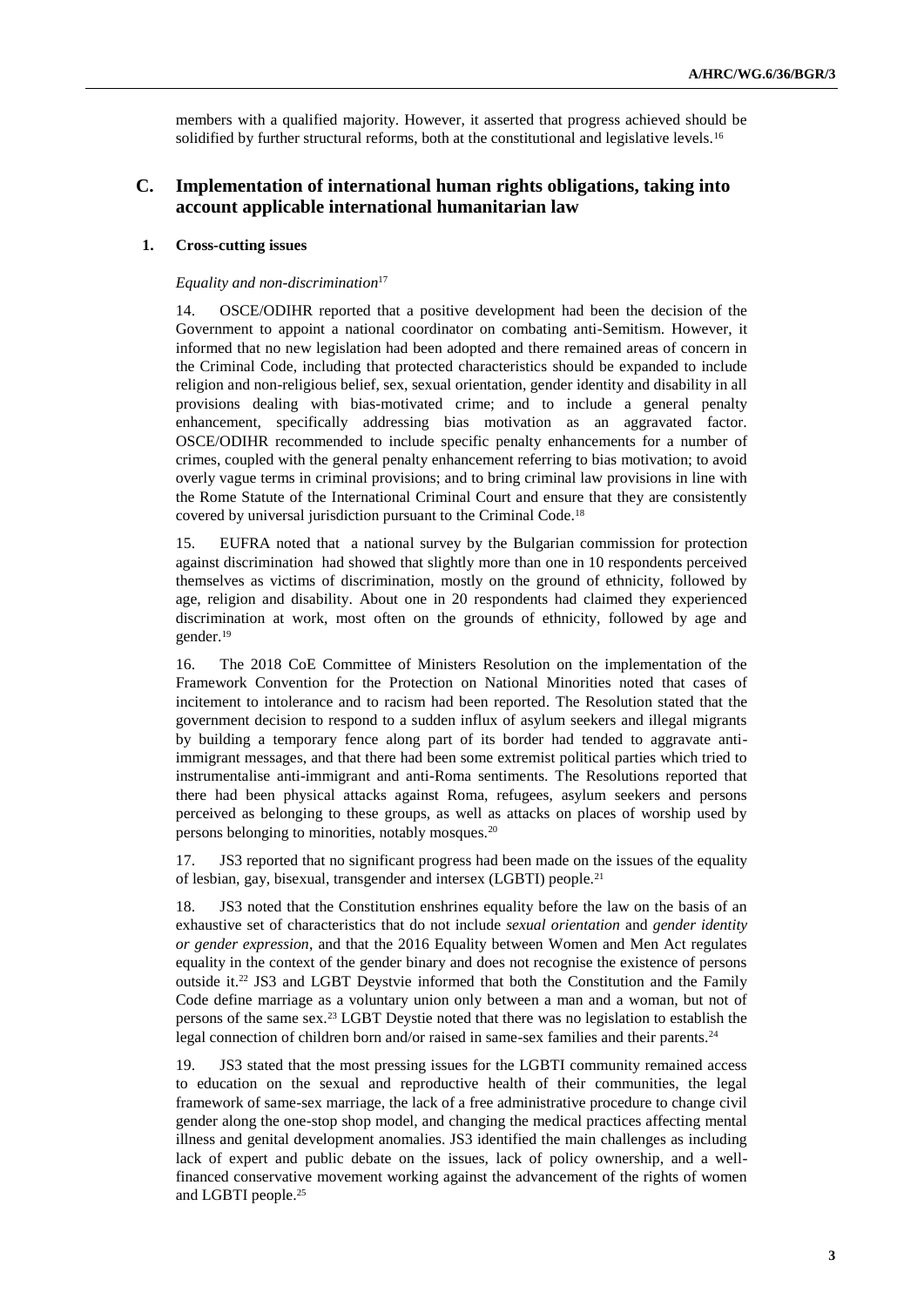members with a qualified majority. However, it asserted that progress achieved should be solidified by further structural reforms, both at the constitutional and legislative levels.[16]

## C. Implementation of international human rights obligations, taking into account applicable international humanitarian law

### 1. Cross-cutting issues

*Equality and non-discrimination*[17]

14. OSCE/ODIHR reported that a positive development had been the decision of the Government to appoint a national coordinator on combating anti-Semitism. However, it informed that no new legislation had been adopted and there remained areas of concern in the Criminal Code, including that protected characteristics should be expanded to include religion and non-religious belief, sex, sexual orientation, gender identity and disability in all provisions dealing with bias-motivated crime; and to include a general penalty enhancement, specifically addressing bias motivation as an aggravated factor. OSCE/ODIHR recommended to include specific penalty enhancements for a number of crimes, coupled with the general penalty enhancement referring to bias motivation; to avoid overly vague terms in criminal provisions; and to bring criminal law provisions in line with the Rome Statute of the International Criminal Court and ensure that they are consistently covered by universal jurisdiction pursuant to the Criminal Code.[18]

15. EUFRA noted that a national survey by the Bulgarian commission for protection against discrimination had showed that slightly more than one in 10 respondents perceived themselves as victims of discrimination, mostly on the ground of ethnicity, followed by age, religion and disability. About one in 20 respondents had claimed they experienced discrimination at work, most often on the grounds of ethnicity, followed by age and gender.[19]

16. The 2018 CoE Committee of Ministers Resolution on the implementation of the Framework Convention for the Protection on National Minorities noted that cases of incitement to intolerance and to racism had been reported. The Resolution stated that the government decision to respond to a sudden influx of asylum seekers and illegal migrants by building a temporary fence along part of its border had tended to aggravate anti-immigrant messages, and that there had been some extremist political parties which tried to instrumentalise anti-immigrant and anti-Roma sentiments. The Resolutions reported that there had been physical attacks against Roma, refugees, asylum seekers and persons perceived as belonging to these groups, as well as attacks on places of worship used by persons belonging to minorities, notably mosques.[20]

17. JS3 reported that no significant progress had been made on the issues of the equality of lesbian, gay, bisexual, transgender and intersex (LGBTI) people.[21]

18. JS3 noted that the Constitution enshrines equality before the law on the basis of an exhaustive set of characteristics that do not include *sexual orientation* and *gender identity or gender expression*, and that the 2016 Equality between Women and Men Act regulates equality in the context of the gender binary and does not recognise the existence of persons outside it.[22] JS3 and LGBT Deystvie informed that both the Constitution and the Family Code define marriage as a voluntary union only between a man and a woman, but not of persons of the same sex.[23] LGBT Deystie noted that there was no legislation to establish the legal connection of children born and/or raised in same-sex families and their parents.[24]

19. JS3 stated that the most pressing issues for the LGBTI community remained access to education on the sexual and reproductive health of their communities, the legal framework of same-sex marriage, the lack of a free administrative procedure to change civil gender along the one-stop shop model, and changing the medical practices affecting mental illness and genital development anomalies. JS3 identified the main challenges as including lack of expert and public debate on the issues, lack of policy ownership, and a well-financed conservative movement working against the advancement of the rights of women and LGBTI people.[25]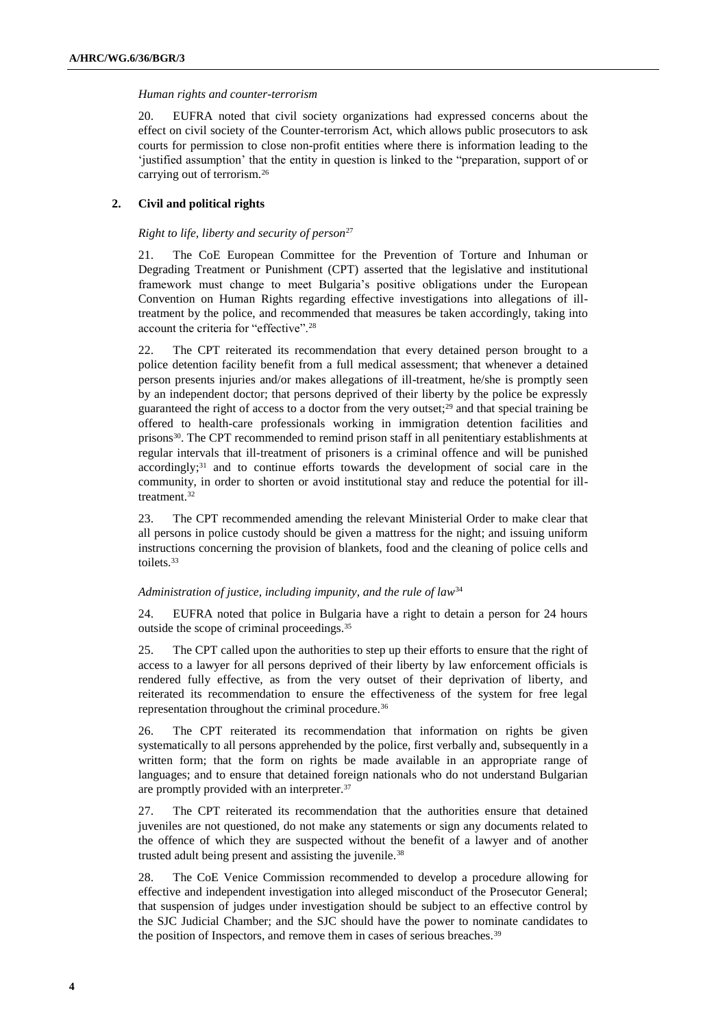*Human rights and counter-terrorism*

20. EUFRA noted that civil society organizations had expressed concerns about the effect on civil society of the Counter-terrorism Act, which allows public prosecutors to ask courts for permission to close non-profit entities where there is information leading to the 'justified assumption' that the entity in question is linked to the "preparation, support of or carrying out of terrorism.[26]

## 2. Civil and political rights

*Right to life, liberty and security of person*[27]

21. The CoE European Committee for the Prevention of Torture and Inhuman or Degrading Treatment or Punishment (CPT) asserted that the legislative and institutional framework must change to meet Bulgaria's positive obligations under the European Convention on Human Rights regarding effective investigations into allegations of ill-treatment by the police, and recommended that measures be taken accordingly, taking into account the criteria for "effective".[28]

22. The CPT reiterated its recommendation that every detained person brought to a police detention facility benefit from a full medical assessment; that whenever a detained person presents injuries and/or makes allegations of ill-treatment, he/she is promptly seen by an independent doctor; that persons deprived of their liberty by the police be expressly guaranteed the right of access to a doctor from the very outset;[29] and that special training be offered to health-care professionals working in immigration detention facilities and prisons[30]. The CPT recommended to remind prison staff in all penitentiary establishments at regular intervals that ill-treatment of prisoners is a criminal offence and will be punished accordingly;[31] and to continue efforts towards the development of social care in the community, in order to shorten or avoid institutional stay and reduce the potential for ill-treatment.[32]

23. The CPT recommended amending the relevant Ministerial Order to make clear that all persons in police custody should be given a mattress for the night; and issuing uniform instructions concerning the provision of blankets, food and the cleaning of police cells and toilets.[33]

*Administration of justice, including impunity, and the rule of law*[34]

24. EUFRA noted that police in Bulgaria have a right to detain a person for 24 hours outside the scope of criminal proceedings.[35]

25. The CPT called upon the authorities to step up their efforts to ensure that the right of access to a lawyer for all persons deprived of their liberty by law enforcement officials is rendered fully effective, as from the very outset of their deprivation of liberty, and reiterated its recommendation to ensure the effectiveness of the system for free legal representation throughout the criminal procedure.[36]

26. The CPT reiterated its recommendation that information on rights be given systematically to all persons apprehended by the police, first verbally and, subsequently in a written form; that the form on rights be made available in an appropriate range of languages; and to ensure that detained foreign nationals who do not understand Bulgarian are promptly provided with an interpreter.[37]

27. The CPT reiterated its recommendation that the authorities ensure that detained juveniles are not questioned, do not make any statements or sign any documents related to the offence of which they are suspected without the benefit of a lawyer and of another trusted adult being present and assisting the juvenile.[38]

28. The CoE Venice Commission recommended to develop a procedure allowing for effective and independent investigation into alleged misconduct of the Prosecutor General; that suspension of judges under investigation should be subject to an effective control by the SJC Judicial Chamber; and the SJC should have the power to nominate candidates to the position of Inspectors, and remove them in cases of serious breaches.[39]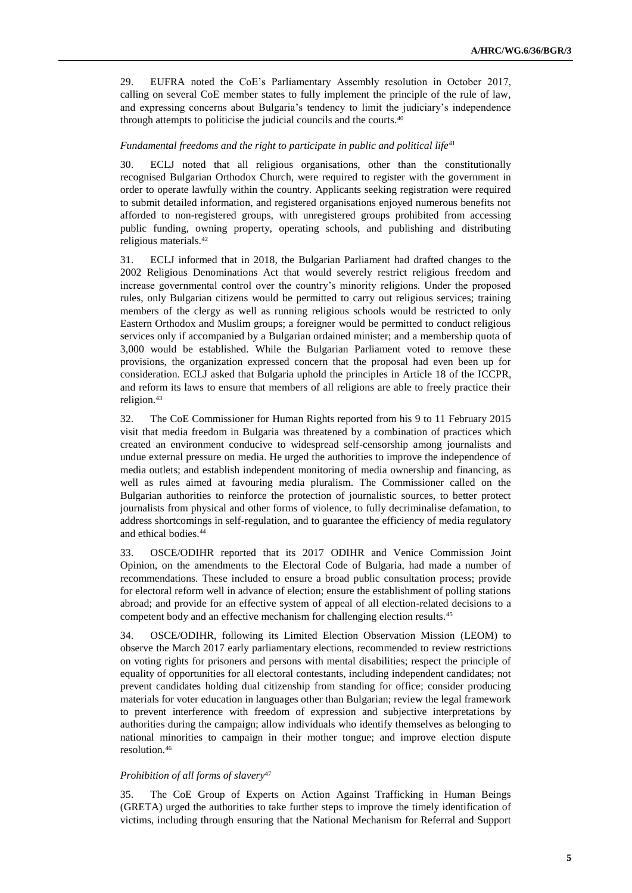29. EUFRA noted the CoE's Parliamentary Assembly resolution in October 2017, calling on several CoE member states to fully implement the principle of the rule of law, and expressing concerns about Bulgaria's tendency to limit the judiciary's independence through attempts to politicise the judicial councils and the courts.[40]

*Fundamental freedoms and the right to participate in public and political life*[41]

30. ECLJ noted that all religious organisations, other than the constitutionally recognised Bulgarian Orthodox Church, were required to register with the government in order to operate lawfully within the country. Applicants seeking registration were required to submit detailed information, and registered organisations enjoyed numerous benefits not afforded to non-registered groups, with unregistered groups prohibited from accessing public funding, owning property, operating schools, and publishing and distributing religious materials.[42]

31. ECLJ informed that in 2018, the Bulgarian Parliament had drafted changes to the 2002 Religious Denominations Act that would severely restrict religious freedom and increase governmental control over the country's minority religions. Under the proposed rules, only Bulgarian citizens would be permitted to carry out religious services; training members of the clergy as well as running religious schools would be restricted to only Eastern Orthodox and Muslim groups; a foreigner would be permitted to conduct religious services only if accompanied by a Bulgarian ordained minister; and a membership quota of 3,000 would be established. While the Bulgarian Parliament voted to remove these provisions, the organization expressed concern that the proposal had even been up for consideration. ECLJ asked that Bulgaria uphold the principles in Article 18 of the ICCPR, and reform its laws to ensure that members of all religions are able to freely practice their religion.[43]

32. The CoE Commissioner for Human Rights reported from his 9 to 11 February 2015 visit that media freedom in Bulgaria was threatened by a combination of practices which created an environment conducive to widespread self-censorship among journalists and undue external pressure on media. He urged the authorities to improve the independence of media outlets; and establish independent monitoring of media ownership and financing, as well as rules aimed at favouring media pluralism. The Commissioner called on the Bulgarian authorities to reinforce the protection of journalistic sources, to better protect journalists from physical and other forms of violence, to fully decriminalise defamation, to address shortcomings in self-regulation, and to guarantee the efficiency of media regulatory and ethical bodies.[44]

33. OSCE/ODIHR reported that its 2017 ODIHR and Venice Commission Joint Opinion, on the amendments to the Electoral Code of Bulgaria, had made a number of recommendations. These included to ensure a broad public consultation process; provide for electoral reform well in advance of election; ensure the establishment of polling stations abroad; and provide for an effective system of appeal of all election-related decisions to a competent body and an effective mechanism for challenging election results.[45]

34. OSCE/ODIHR, following its Limited Election Observation Mission (LEOM) to observe the March 2017 early parliamentary elections, recommended to review restrictions on voting rights for prisoners and persons with mental disabilities; respect the principle of equality of opportunities for all electoral contestants, including independent candidates; not prevent candidates holding dual citizenship from standing for office; consider producing materials for voter education in languages other than Bulgarian; review the legal framework to prevent interference with freedom of expression and subjective interpretations by authorities during the campaign; allow individuals who identify themselves as belonging to national minorities to campaign in their mother tongue; and improve election dispute resolution.[46]

*Prohibition of all forms of slavery*[47]

35. The CoE Group of Experts on Action Against Trafficking in Human Beings (GRETA) urged the authorities to take further steps to improve the timely identification of victims, including through ensuring that the National Mechanism for Referral and Support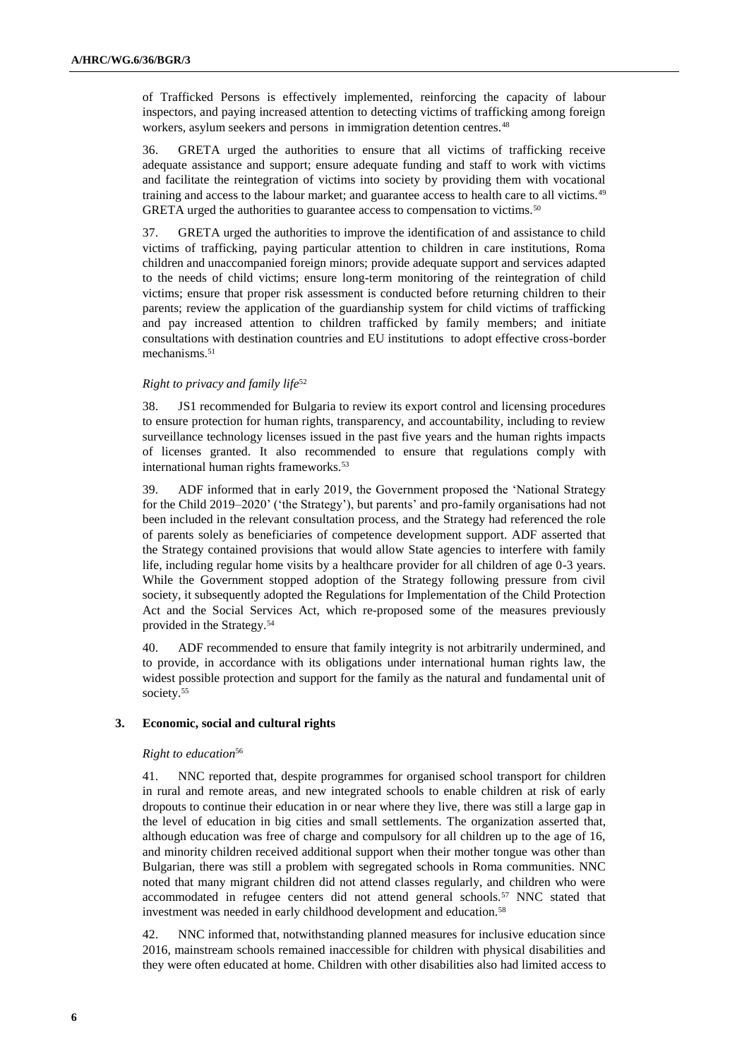of Trafficked Persons is effectively implemented, reinforcing the capacity of labour inspectors, and paying increased attention to detecting victims of trafficking among foreign workers, asylum seekers and persons in immigration detention centres.[48]

36. GRETA urged the authorities to ensure that all victims of trafficking receive adequate assistance and support; ensure adequate funding and staff to work with victims and facilitate the reintegration of victims into society by providing them with vocational training and access to the labour market; and guarantee access to health care to all victims.[49] GRETA urged the authorities to guarantee access to compensation to victims.[50]

37. GRETA urged the authorities to improve the identification of and assistance to child victims of trafficking, paying particular attention to children in care institutions, Roma children and unaccompanied foreign minors; provide adequate support and services adapted to the needs of child victims; ensure long-term monitoring of the reintegration of child victims; ensure that proper risk assessment is conducted before returning children to their parents; review the application of the guardianship system for child victims of trafficking and pay increased attention to children trafficked by family members; and initiate consultations with destination countries and EU institutions to adopt effective cross-border mechanisms.[51]

*Right to privacy and family life*[52]

38. JS1 recommended for Bulgaria to review its export control and licensing procedures to ensure protection for human rights, transparency, and accountability, including to review surveillance technology licenses issued in the past five years and the human rights impacts of licenses granted. It also recommended to ensure that regulations comply with international human rights frameworks.[53]

39. ADF informed that in early 2019, the Government proposed the 'National Strategy for the Child 2019–2020' ('the Strategy'), but parents' and pro-family organisations had not been included in the relevant consultation process, and the Strategy had referenced the role of parents solely as beneficiaries of competence development support. ADF asserted that the Strategy contained provisions that would allow State agencies to interfere with family life, including regular home visits by a healthcare provider for all children of age 0-3 years. While the Government stopped adoption of the Strategy following pressure from civil society, it subsequently adopted the Regulations for Implementation of the Child Protection Act and the Social Services Act, which re-proposed some of the measures previously provided in the Strategy.[54]

40. ADF recommended to ensure that family integrity is not arbitrarily undermined, and to provide, in accordance with its obligations under international human rights law, the widest possible protection and support for the family as the natural and fundamental unit of society.[55]

### 3. Economic, social and cultural rights

*Right to education*[56]

41. NNC reported that, despite programmes for organised school transport for children in rural and remote areas, and new integrated schools to enable children at risk of early dropouts to continue their education in or near where they live, there was still a large gap in the level of education in big cities and small settlements. The organization asserted that, although education was free of charge and compulsory for all children up to the age of 16, and minority children received additional support when their mother tongue was other than Bulgarian, there was still a problem with segregated schools in Roma communities. NNC noted that many migrant children did not attend classes regularly, and children who were accommodated in refugee centers did not attend general schools.[57] NNC stated that investment was needed in early childhood development and education.[58]

42. NNC informed that, notwithstanding planned measures for inclusive education since 2016, mainstream schools remained inaccessible for children with physical disabilities and they were often educated at home. Children with other disabilities also had limited access to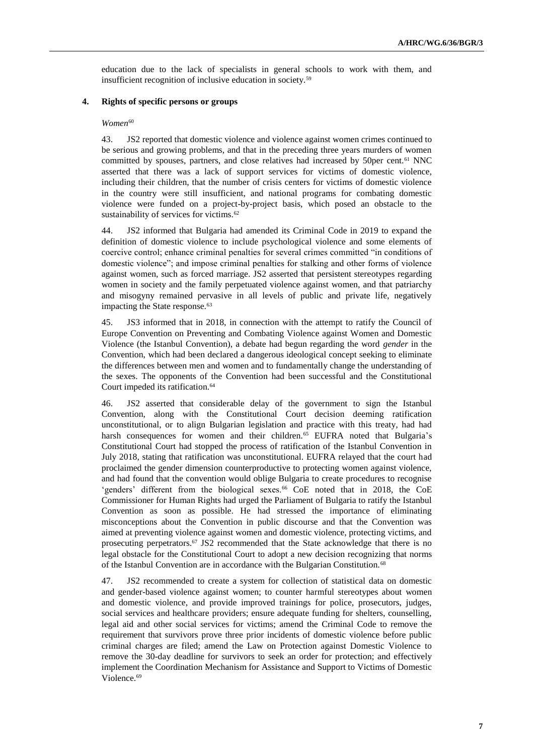education due to the lack of specialists in general schools to work with them, and insufficient recognition of inclusive education in society.[59]

### 4. Rights of specific persons or groups

*Women*[60]

43. JS2 reported that domestic violence and violence against women crimes continued to be serious and growing problems, and that in the preceding three years murders of women committed by spouses, partners, and close relatives had increased by 50per cent.[61] NNC asserted that there was a lack of support services for victims of domestic violence, including their children, that the number of crisis centers for victims of domestic violence in the country were still insufficient, and national programs for combating domestic violence were funded on a project-by-project basis, which posed an obstacle to the sustainability of services for victims.[62]

44. JS2 informed that Bulgaria had amended its Criminal Code in 2019 to expand the definition of domestic violence to include psychological violence and some elements of coercive control; enhance criminal penalties for several crimes committed "in conditions of domestic violence"; and impose criminal penalties for stalking and other forms of violence against women, such as forced marriage. JS2 asserted that persistent stereotypes regarding women in society and the family perpetuated violence against women, and that patriarchy and misogyny remained pervasive in all levels of public and private life, negatively impacting the State response.[63]

45. JS3 informed that in 2018, in connection with the attempt to ratify the Council of Europe Convention on Preventing and Combating Violence against Women and Domestic Violence (the Istanbul Convention), a debate had begun regarding the word *gender* in the Convention, which had been declared a dangerous ideological concept seeking to eliminate the differences between men and women and to fundamentally change the understanding of the sexes. The opponents of the Convention had been successful and the Constitutional Court impeded its ratification.[64]

46. JS2 asserted that considerable delay of the government to sign the Istanbul Convention, along with the Constitutional Court decision deeming ratification unconstitutional, or to align Bulgarian legislation and practice with this treaty, had had harsh consequences for women and their children.[65] EUFRA noted that Bulgaria's Constitutional Court had stopped the process of ratification of the Istanbul Convention in July 2018, stating that ratification was unconstitutional. EUFRA relayed that the court had proclaimed the gender dimension counterproductive to protecting women against violence, and had found that the convention would oblige Bulgaria to create procedures to recognise 'genders' different from the biological sexes.[66] CoE noted that in 2018, the CoE Commissioner for Human Rights had urged the Parliament of Bulgaria to ratify the Istanbul Convention as soon as possible. He had stressed the importance of eliminating misconceptions about the Convention in public discourse and that the Convention was aimed at preventing violence against women and domestic violence, protecting victims, and prosecuting perpetrators.[67] JS2 recommended that the State acknowledge that there is no legal obstacle for the Constitutional Court to adopt a new decision recognizing that norms of the Istanbul Convention are in accordance with the Bulgarian Constitution.[68]

47. JS2 recommended to create a system for collection of statistical data on domestic and gender-based violence against women; to counter harmful stereotypes about women and domestic violence, and provide improved trainings for police, prosecutors, judges, social services and healthcare providers; ensure adequate funding for shelters, counselling, legal aid and other social services for victims; amend the Criminal Code to remove the requirement that survivors prove three prior incidents of domestic violence before public criminal charges are filed; amend the Law on Protection against Domestic Violence to remove the 30-day deadline for survivors to seek an order for protection; and effectively implement the Coordination Mechanism for Assistance and Support to Victims of Domestic Violence.[69]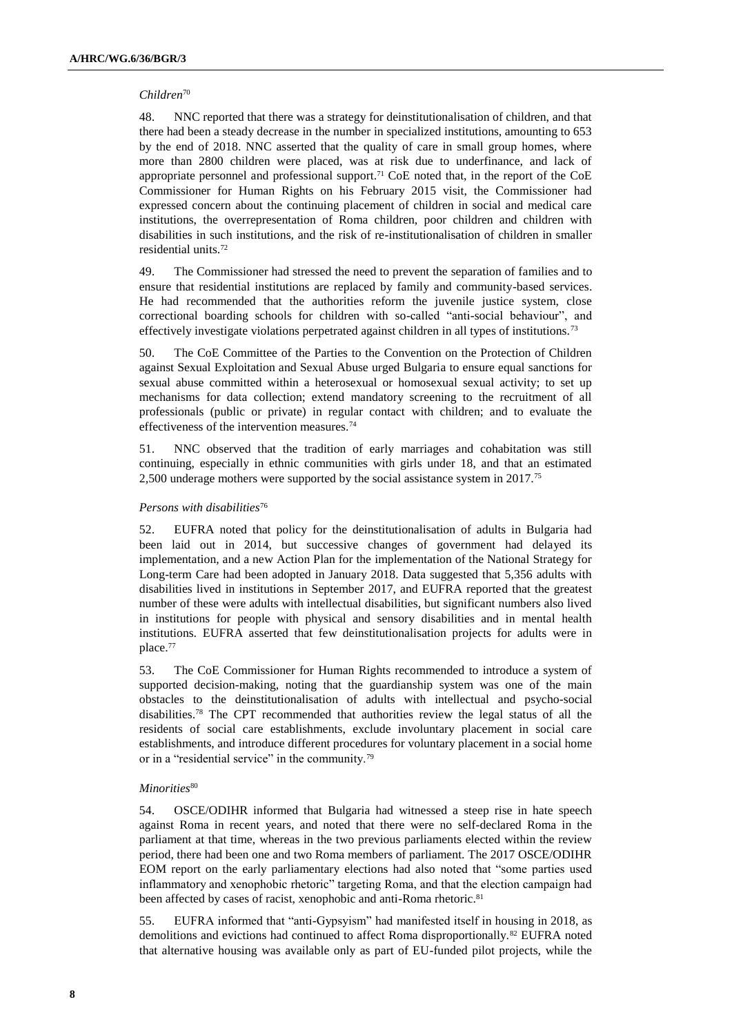*Children*[70]

48. NNC reported that there was a strategy for deinstitutionalisation of children, and that there had been a steady decrease in the number in specialized institutions, amounting to 653 by the end of 2018. NNC asserted that the quality of care in small group homes, where more than 2800 children were placed, was at risk due to underfinance, and lack of appropriate personnel and professional support.[71] CoE noted that, in the report of the CoE Commissioner for Human Rights on his February 2015 visit, the Commissioner had expressed concern about the continuing placement of children in social and medical care institutions, the overrepresentation of Roma children, poor children and children with disabilities in such institutions, and the risk of re-institutionalisation of children in smaller residential units.[72]

49. The Commissioner had stressed the need to prevent the separation of families and to ensure that residential institutions are replaced by family and community-based services. He had recommended that the authorities reform the juvenile justice system, close correctional boarding schools for children with so-called "anti-social behaviour", and effectively investigate violations perpetrated against children in all types of institutions.[73]

50. The CoE Committee of the Parties to the Convention on the Protection of Children against Sexual Exploitation and Sexual Abuse urged Bulgaria to ensure equal sanctions for sexual abuse committed within a heterosexual or homosexual sexual activity; to set up mechanisms for data collection; extend mandatory screening to the recruitment of all professionals (public or private) in regular contact with children; and to evaluate the effectiveness of the intervention measures.[74]

51. NNC observed that the tradition of early marriages and cohabitation was still continuing, especially in ethnic communities with girls under 18, and that an estimated 2,500 underage mothers were supported by the social assistance system in 2017.[75]

*Persons with disabilities*[76]

52. EUFRA noted that policy for the deinstitutionalisation of adults in Bulgaria had been laid out in 2014, but successive changes of government had delayed its implementation, and a new Action Plan for the implementation of the National Strategy for Long-term Care had been adopted in January 2018. Data suggested that 5,356 adults with disabilities lived in institutions in September 2017, and EUFRA reported that the greatest number of these were adults with intellectual disabilities, but significant numbers also lived in institutions for people with physical and sensory disabilities and in mental health institutions. EUFRA asserted that few deinstitutionalisation projects for adults were in place.[77]

53. The CoE Commissioner for Human Rights recommended to introduce a system of supported decision-making, noting that the guardianship system was one of the main obstacles to the deinstitutionalisation of adults with intellectual and psycho-social disabilities.[78] The CPT recommended that authorities review the legal status of all the residents of social care establishments, exclude involuntary placement in social care establishments, and introduce different procedures for voluntary placement in a social home or in a "residential service" in the community.[79]

*Minorities*[80]

54. OSCE/ODIHR informed that Bulgaria had witnessed a steep rise in hate speech against Roma in recent years, and noted that there were no self-declared Roma in the parliament at that time, whereas in the two previous parliaments elected within the review period, there had been one and two Roma members of parliament. The 2017 OSCE/ODIHR EOM report on the early parliamentary elections had also noted that "some parties used inflammatory and xenophobic rhetoric" targeting Roma, and that the election campaign had been affected by cases of racist, xenophobic and anti-Roma rhetoric.[81]

55. EUFRA informed that "anti-Gypsyism" had manifested itself in housing in 2018, as demolitions and evictions had continued to affect Roma disproportionally.[82] EUFRA noted that alternative housing was available only as part of EU-funded pilot projects, while the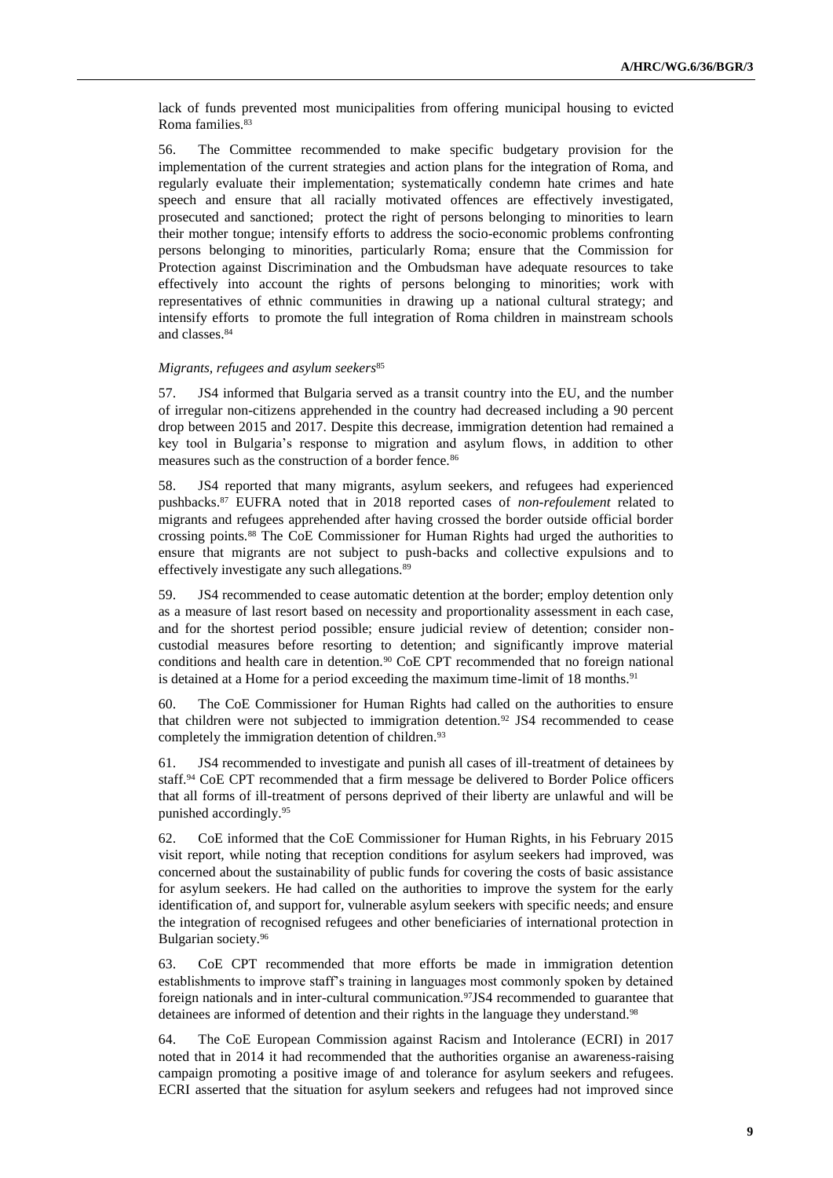lack of funds prevented most municipalities from offering municipal housing to evicted Roma families.[83]

56. The Committee recommended to make specific budgetary provision for the implementation of the current strategies and action plans for the integration of Roma, and regularly evaluate their implementation; systematically condemn hate crimes and hate speech and ensure that all racially motivated offences are effectively investigated, prosecuted and sanctioned; protect the right of persons belonging to minorities to learn their mother tongue; intensify efforts to address the socio-economic problems confronting persons belonging to minorities, particularly Roma; ensure that the Commission for Protection against Discrimination and the Ombudsman have adequate resources to take effectively into account the rights of persons belonging to minorities; work with representatives of ethnic communities in drawing up a national cultural strategy; and intensify efforts to promote the full integration of Roma children in mainstream schools and classes.[84]

*Migrants, refugees and asylum seekers*[85]

57. JS4 informed that Bulgaria served as a transit country into the EU, and the number of irregular non-citizens apprehended in the country had decreased including a 90 percent drop between 2015 and 2017. Despite this decrease, immigration detention had remained a key tool in Bulgaria's response to migration and asylum flows, in addition to other measures such as the construction of a border fence.[86]

58. JS4 reported that many migrants, asylum seekers, and refugees had experienced pushbacks.[87] EUFRA noted that in 2018 reported cases of *non-refoulement* related to migrants and refugees apprehended after having crossed the border outside official border crossing points.[88] The CoE Commissioner for Human Rights had urged the authorities to ensure that migrants are not subject to push-backs and collective expulsions and to effectively investigate any such allegations.[89]

59. JS4 recommended to cease automatic detention at the border; employ detention only as a measure of last resort based on necessity and proportionality assessment in each case, and for the shortest period possible; ensure judicial review of detention; consider non-custodial measures before resorting to detention; and significantly improve material conditions and health care in detention.[90] CoE CPT recommended that no foreign national is detained at a Home for a period exceeding the maximum time-limit of 18 months.[91]

60. The CoE Commissioner for Human Rights had called on the authorities to ensure that children were not subjected to immigration detention.[92] JS4 recommended to cease completely the immigration detention of children.[93]

61. JS4 recommended to investigate and punish all cases of ill-treatment of detainees by staff.[94] CoE CPT recommended that a firm message be delivered to Border Police officers that all forms of ill-treatment of persons deprived of their liberty are unlawful and will be punished accordingly.[95]

62. CoE informed that the CoE Commissioner for Human Rights, in his February 2015 visit report, while noting that reception conditions for asylum seekers had improved, was concerned about the sustainability of public funds for covering the costs of basic assistance for asylum seekers. He had called on the authorities to improve the system for the early identification of, and support for, vulnerable asylum seekers with specific needs; and ensure the integration of recognised refugees and other beneficiaries of international protection in Bulgarian society.[96]

63. CoE CPT recommended that more efforts be made in immigration detention establishments to improve staff's training in languages most commonly spoken by detained foreign nationals and in inter-cultural communication.[97] JS4 recommended to guarantee that detainees are informed of detention and their rights in the language they understand.[98]

64. The CoE European Commission against Racism and Intolerance (ECRI) in 2017 noted that in 2014 it had recommended that the authorities organise an awareness-raising campaign promoting a positive image of and tolerance for asylum seekers and refugees. ECRI asserted that the situation for asylum seekers and refugees had not improved since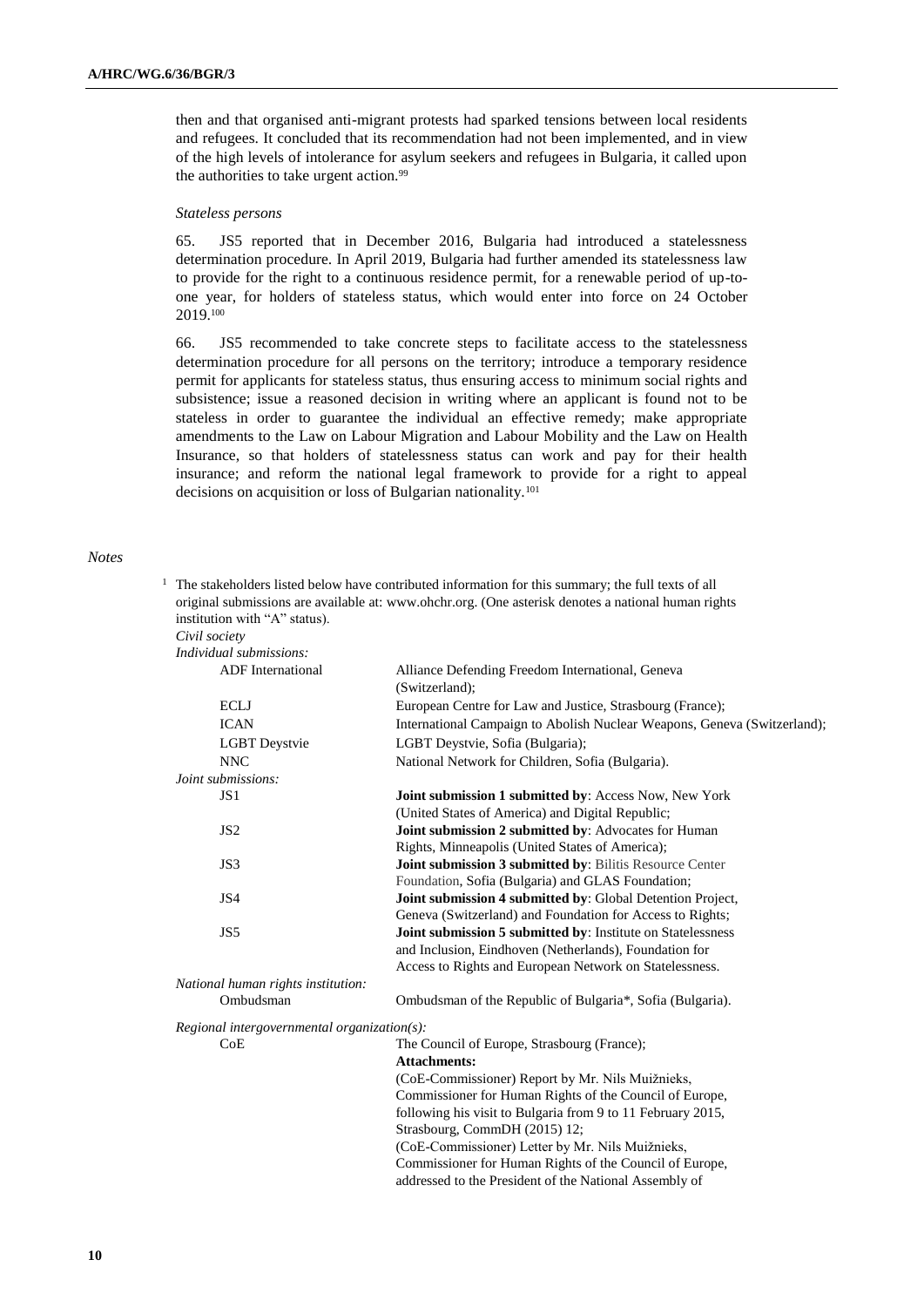then and that organised anti-migrant protests had sparked tensions between local residents and refugees. It concluded that its recommendation had not been implemented, and in view of the high levels of intolerance for asylum seekers and refugees in Bulgaria, it called upon the authorities to take urgent action.[99]

*Stateless persons*

65. JS5 reported that in December 2016, Bulgaria had introduced a statelessness determination procedure. In April 2019, Bulgaria had further amended its statelessness law to provide for the right to a continuous residence permit, for a renewable period of up-to-one year, for holders of stateless status, which would enter into force on 24 October 2019.[100]

66. JS5 recommended to take concrete steps to facilitate access to the statelessness determination procedure for all persons on the territory; introduce a temporary residence permit for applicants for stateless status, thus ensuring access to minimum social rights and subsistence; issue a reasoned decision in writing where an applicant is found not to be stateless in order to guarantee the individual an effective remedy; make appropriate amendments to the Law on Labour Migration and Labour Mobility and the Law on Health Insurance, so that holders of statelessness status can work and pay for their health insurance; and reform the national legal framework to provide for a right to appeal decisions on acquisition or loss of Bulgarian nationality.[101]

*Notes*

[1] The stakeholders listed below have contributed information for this summary; the full texts of all original submissions are available at: www.ohchr.org. (One asterisk denotes a national human rights institution with "A" status).

*Civil society*

*Individual submissions:*

| | |
|---|---|
| ADF International | Alliance Defending Freedom International, Geneva (Switzerland); |
| ECLJ | European Centre for Law and Justice, Strasbourg (France); |
| ICAN | International Campaign to Abolish Nuclear Weapons, Geneva (Switzerland); |
| LGBT Deystvie | LGBT Deystvie, Sofia (Bulgaria); |
| NNC | National Network for Children, Sofia (Bulgaria). |

*Joint submissions:*

| | |
|---|---|
| JS1 | **Joint submission 1 submitted by**: Access Now, New York (United States of America) and Digital Republic; |
| JS2 | **Joint submission 2 submitted by**: Advocates for Human Rights, Minneapolis (United States of America); |
| JS3 | **Joint submission 3 submitted by**: Bilitis Resource Center Foundation, Sofia (Bulgaria) and GLAS Foundation; |
| JS4 | **Joint submission 4 submitted by**: Global Detention Project, Geneva (Switzerland) and Foundation for Access to Rights; |
| JS5 | **Joint submission 5 submitted by**: Institute on Statelessness and Inclusion, Eindhoven (Netherlands), Foundation for Access to Rights and European Network on Statelessness. |

*National human rights institution:*

| | |
|---|---|
| Ombudsman | Ombudsman of the Republic of Bulgaria*, Sofia (Bulgaria). |

*Regional intergovernmental organization(s):*

| | |
|---|---|
| CoE | The Council of Europe, Strasbourg (France); **Attachments:** (CoE-Commissioner) Report by Mr. Nils Muižnieks, Commissioner for Human Rights of the Council of Europe, following his visit to Bulgaria from 9 to 11 February 2015, Strasbourg, CommDH (2015) 12; (CoE-Commissioner) Letter by Mr. Nils Muižnieks, Commissioner for Human Rights of the Council of Europe, addressed to the President of the National Assembly of |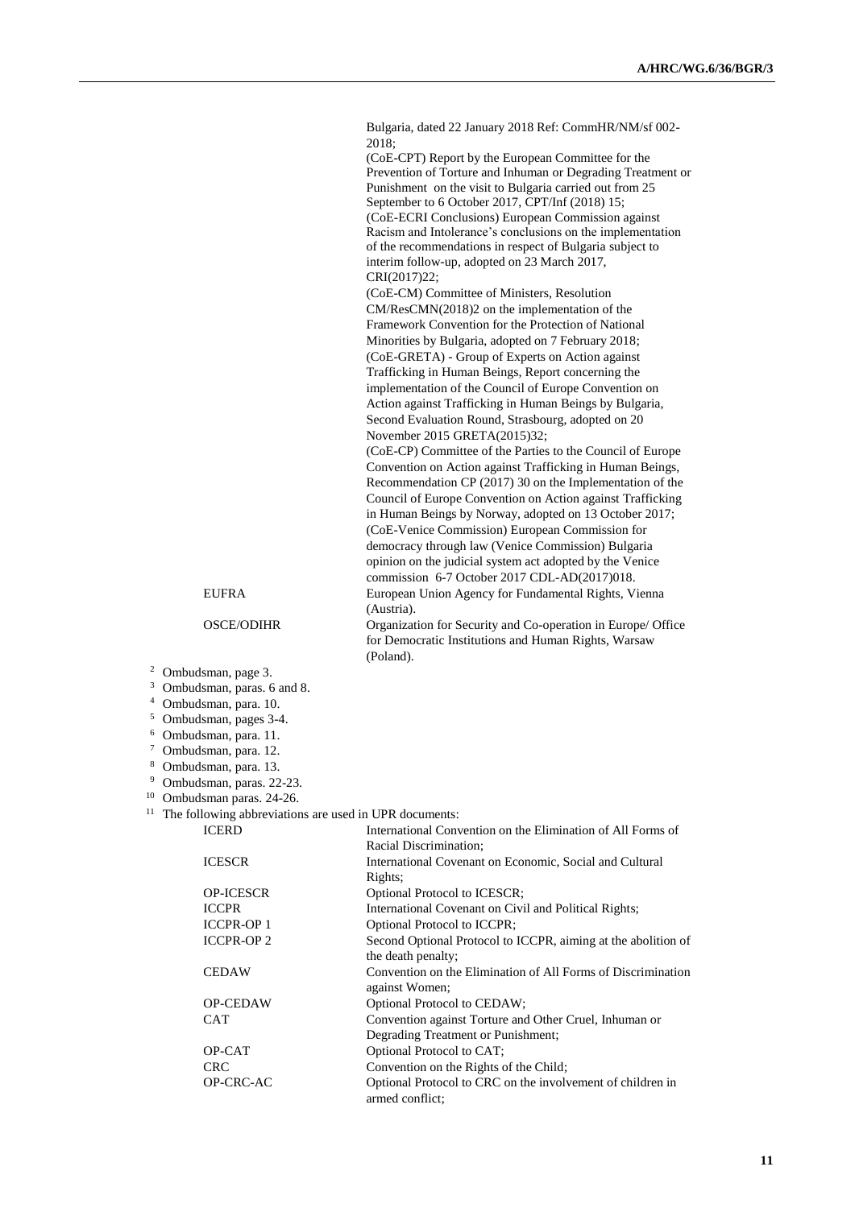| | |
|---|---|
| | Bulgaria, dated 22 January 2018 Ref: CommHR/NM/sf 002-2018; |
| | (CoE-CPT) Report by the European Committee for the Prevention of Torture and Inhuman or Degrading Treatment or Punishment on the visit to Bulgaria carried out from 25 September to 6 October 2017, CPT/Inf (2018) 15; |
| | (CoE-ECRI Conclusions) European Commission against Racism and Intolerance's conclusions on the implementation of the recommendations in respect of Bulgaria subject to interim follow-up, adopted on 23 March 2017, CRI(2017)22; |
| | (CoE-CM) Committee of Ministers, Resolution CM/ResCMN(2018)2 on the implementation of the Framework Convention for the Protection of National Minorities by Bulgaria, adopted on 7 February 2018; |
| | (CoE-GRETA) - Group of Experts on Action against Trafficking in Human Beings, Report concerning the implementation of the Council of Europe Convention on Action against Trafficking in Human Beings by Bulgaria, Second Evaluation Round, Strasbourg, adopted on 20 November 2015 GRETA(2015)32; |
| | (CoE-CP) Committee of the Parties to the Council of Europe Convention on Action against Trafficking in Human Beings, Recommendation CP (2017) 30 on the Implementation of the Council of Europe Convention on Action against Trafficking in Human Beings by Norway, adopted on 13 October 2017; |
| | (CoE-Venice Commission) European Commission for democracy through law (Venice Commission) Bulgaria opinion on the judicial system act adopted by the Venice commission 6-7 October 2017 CDL-AD(2017)018. |
| EUFRA | European Union Agency for Fundamental Rights, Vienna (Austria). |
| OSCE/ODIHR | Organization for Security and Co-operation in Europe/ Office for Democratic Institutions and Human Rights, Warsaw (Poland). |

[2] Ombudsman, page 3.

[3] Ombudsman, paras. 6 and 8.

[4] Ombudsman, para. 10.

[5] Ombudsman, pages 3-4.

[6] Ombudsman, para. 11.

[7] Ombudsman, para. 12.

[8] Ombudsman, para. 13.

[9] Ombudsman, paras. 22-23.

[10] Ombudsman paras. 24-26.

[11] The following abbreviations are used in UPR documents:

| | |
|---|---|
| ICERD | International Convention on the Elimination of All Forms of Racial Discrimination; |
| ICESCR | International Covenant on Economic, Social and Cultural Rights; |
| OP-ICESCR | Optional Protocol to ICESCR; |
| ICCPR | International Covenant on Civil and Political Rights; |
| ICCPR-OP 1 | Optional Protocol to ICCPR; |
| ICCPR-OP 2 | Second Optional Protocol to ICCPR, aiming at the abolition of the death penalty; |
| CEDAW | Convention on the Elimination of All Forms of Discrimination against Women; |
| OP-CEDAW | Optional Protocol to CEDAW; |
| CAT | Convention against Torture and Other Cruel, Inhuman or Degrading Treatment or Punishment; |
| OP-CAT | Optional Protocol to CAT; |
| CRC | Convention on the Rights of the Child; |
| OP-CRC-AC | Optional Protocol to CRC on the involvement of children in armed conflict; |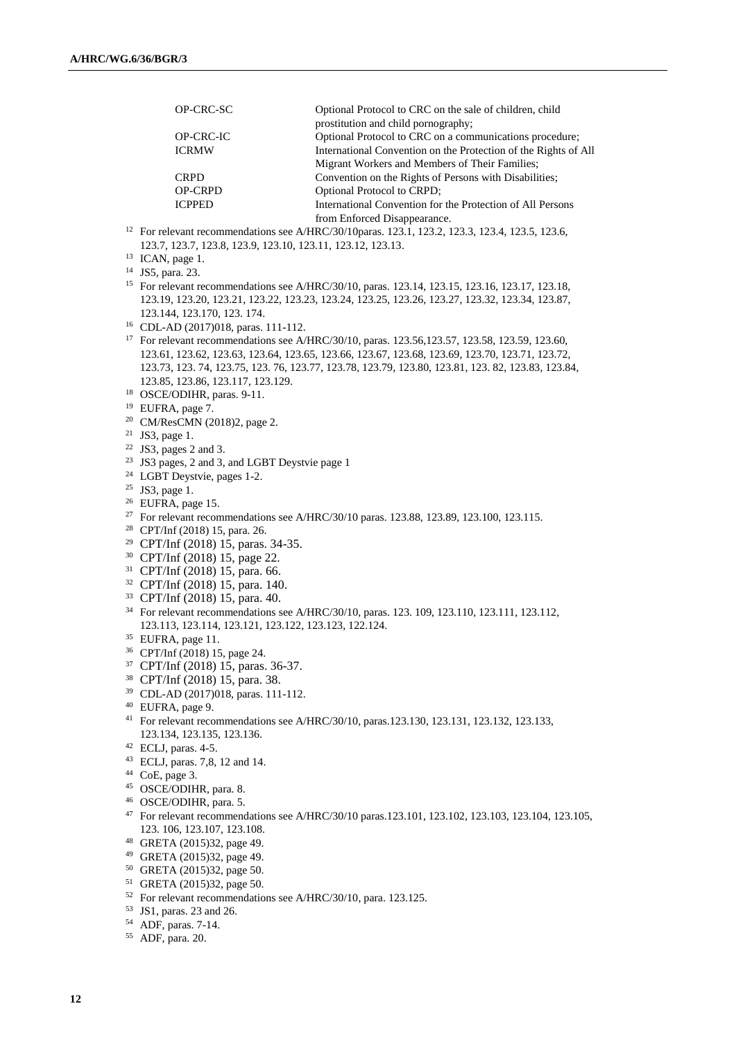| | |
|---|---|
| OP-CRC-SC | Optional Protocol to CRC on the sale of children, child prostitution and child pornography; |
| OP-CRC-IC | Optional Protocol to CRC on a communications procedure; |
| ICRMW | International Convention on the Protection of the Rights of All Migrant Workers and Members of Their Families; |
| CRPD | Convention on the Rights of Persons with Disabilities; |
| OP-CRPD | Optional Protocol to CRPD; |
| ICPPED | International Convention for the Protection of All Persons from Enforced Disappearance. |

[12] For relevant recommendations see A/HRC/30/10paras. 123.1, 123.2, 123.3, 123.4, 123.5, 123.6, 123.7, 123.7, 123.8, 123.9, 123.10, 123.11, 123.12, 123.13.

[13] ICAN, page 1.

[14] JS5, para. 23.

[15] For relevant recommendations see A/HRC/30/10, paras. 123.14, 123.15, 123.16, 123.17, 123.18, 123.19, 123.20, 123.21, 123.22, 123.23, 123.24, 123.25, 123.26, 123.27, 123.32, 123.34, 123.87, 123.144, 123.170, 123. 174.

[16] CDL-AD (2017)018, paras. 111-112.

[17] For relevant recommendations see A/HRC/30/10, paras. 123.56,123.57, 123.58, 123.59, 123.60, 123.61, 123.62, 123.63, 123.64, 123.65, 123.66, 123.67, 123.68, 123.69, 123.70, 123.71, 123.72, 123.73, 123. 74, 123.75, 123. 76, 123.77, 123.78, 123.79, 123.80, 123.81, 123. 82, 123.83, 123.84, 123.85, 123.86, 123.117, 123.129.

[18] OSCE/ODIHR, paras. 9-11.

[19] EUFRA, page 7.

[20] CM/ResCMN (2018)2, page 2.

[21] JS3, page 1.

[22] JS3, pages 2 and 3.

[23] JS3 pages, 2 and 3, and LGBT Deystvie page 1

[24] LGBT Deystvie, pages 1-2.

[25] JS3, page 1.

[26] EUFRA, page 15.

[27] For relevant recommendations see A/HRC/30/10 paras. 123.88, 123.89, 123.100, 123.115.

[28] CPT/Inf (2018) 15, para. 26.

[29] CPT/Inf (2018) 15, paras. 34-35.

[30] CPT/Inf (2018) 15, page 22.

[31] CPT/Inf (2018) 15, para. 66.

[32] CPT/Inf (2018) 15, para. 140.

[33] CPT/Inf (2018) 15, para. 40.

[34] For relevant recommendations see A/HRC/30/10, paras. 123. 109, 123.110, 123.111, 123.112, 123.113, 123.114, 123.121, 123.122, 123.123, 122.124.

[35] EUFRA, page 11.

[36] CPT/Inf (2018) 15, page 24.

[37] CPT/Inf (2018) 15, paras. 36-37.

[38] CPT/Inf (2018) 15, para. 38.

[39] CDL-AD (2017)018, paras. 111-112.

[40] EUFRA, page 9.

[41] For relevant recommendations see A/HRC/30/10, paras.123.130, 123.131, 123.132, 123.133, 123.134, 123.135, 123.136.

[42] ECLJ, paras. 4-5.

[43] ECLJ, paras. 7,8, 12 and 14.

[44] CoE, page 3.

[45] OSCE/ODIHR, para. 8.

[46] OSCE/ODIHR, para. 5.

[47] For relevant recommendations see A/HRC/30/10 paras.123.101, 123.102, 123.103, 123.104, 123.105, 123. 106, 123.107, 123.108.

[48] GRETA (2015)32, page 49.

[49] GRETA (2015)32, page 49.

[50] GRETA (2015)32, page 50.

[51] GRETA (2015)32, page 50.

[52] For relevant recommendations see A/HRC/30/10, para. 123.125.

[53] JS1, paras. 23 and 26.

[54] ADF, paras. 7-14.

[55] ADF, para. 20.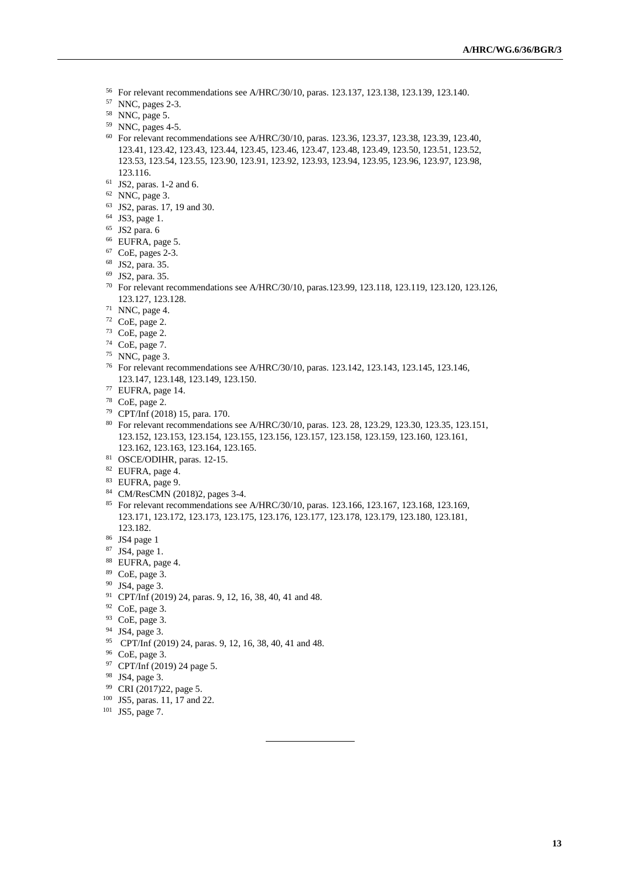[56] For relevant recommendations see A/HRC/30/10, paras. 123.137, 123.138, 123.139, 123.140.

[57] NNC, pages 2-3.

[58] NNC, page 5.

[59] NNC, pages 4-5.

[60] For relevant recommendations see A/HRC/30/10, paras. 123.36, 123.37, 123.38, 123.39, 123.40, 123.41, 123.42, 123.43, 123.44, 123.45, 123.46, 123.47, 123.48, 123.49, 123.50, 123.51, 123.52, 123.53, 123.54, 123.55, 123.90, 123.91, 123.92, 123.93, 123.94, 123.95, 123.96, 123.97, 123.98, 123.116.

[61] JS2, paras. 1-2 and 6.

[62] NNC, page 3.

[63] JS2, paras. 17, 19 and 30.

[64] JS3, page 1.

[65] JS2 para. 6

[66] EUFRA, page 5.

[67] CoE, pages 2-3.

[68] JS2, para. 35.

[69] JS2, para. 35.

[70] For relevant recommendations see A/HRC/30/10, paras.123.99, 123.118, 123.119, 123.120, 123.126, 123.127, 123.128.

[71] NNC, page 4.

[72] CoE, page 2.

[73] CoE, page 2.

[74] CoE, page 7.

[75] NNC, page 3.

[76] For relevant recommendations see A/HRC/30/10, paras. 123.142, 123.143, 123.145, 123.146, 123.147, 123.148, 123.149, 123.150.

[77] EUFRA, page 14.

[78] CoE, page 2.

[79] CPT/Inf (2018) 15, para. 170.

[80] For relevant recommendations see A/HRC/30/10, paras. 123. 28, 123.29, 123.30, 123.35, 123.151, 123.152, 123.153, 123.154, 123.155, 123.156, 123.157, 123.158, 123.159, 123.160, 123.161, 123.162, 123.163, 123.164, 123.165.

[81] OSCE/ODIHR, paras. 12-15.

[82] EUFRA, page 4.

[83] EUFRA, page 9.

[84] CM/ResCMN (2018)2, pages 3-4.

[85] For relevant recommendations see A/HRC/30/10, paras. 123.166, 123.167, 123.168, 123.169, 123.171, 123.172, 123.173, 123.175, 123.176, 123.177, 123.178, 123.179, 123.180, 123.181, 123.182.

[86] JS4 page 1

[87] JS4, page 1.

[88] EUFRA, page 4.

[89] CoE, page 3.

[90] JS4, page 3.

[91] CPT/Inf (2019) 24, paras. 9, 12, 16, 38, 40, 41 and 48.

[92] CoE, page 3.

[93] CoE, page 3.

[94] JS4, page 3.

[95] CPT/Inf (2019) 24, paras. 9, 12, 16, 38, 40, 41 and 48.

[96] CoE, page 3.

[97] CPT/Inf (2019) 24 page 5.

[98] JS4, page 3.

[99] CRI (2017)22, page 5.

[100] JS5, paras. 11, 17 and 22.

[101] JS5, page 7.